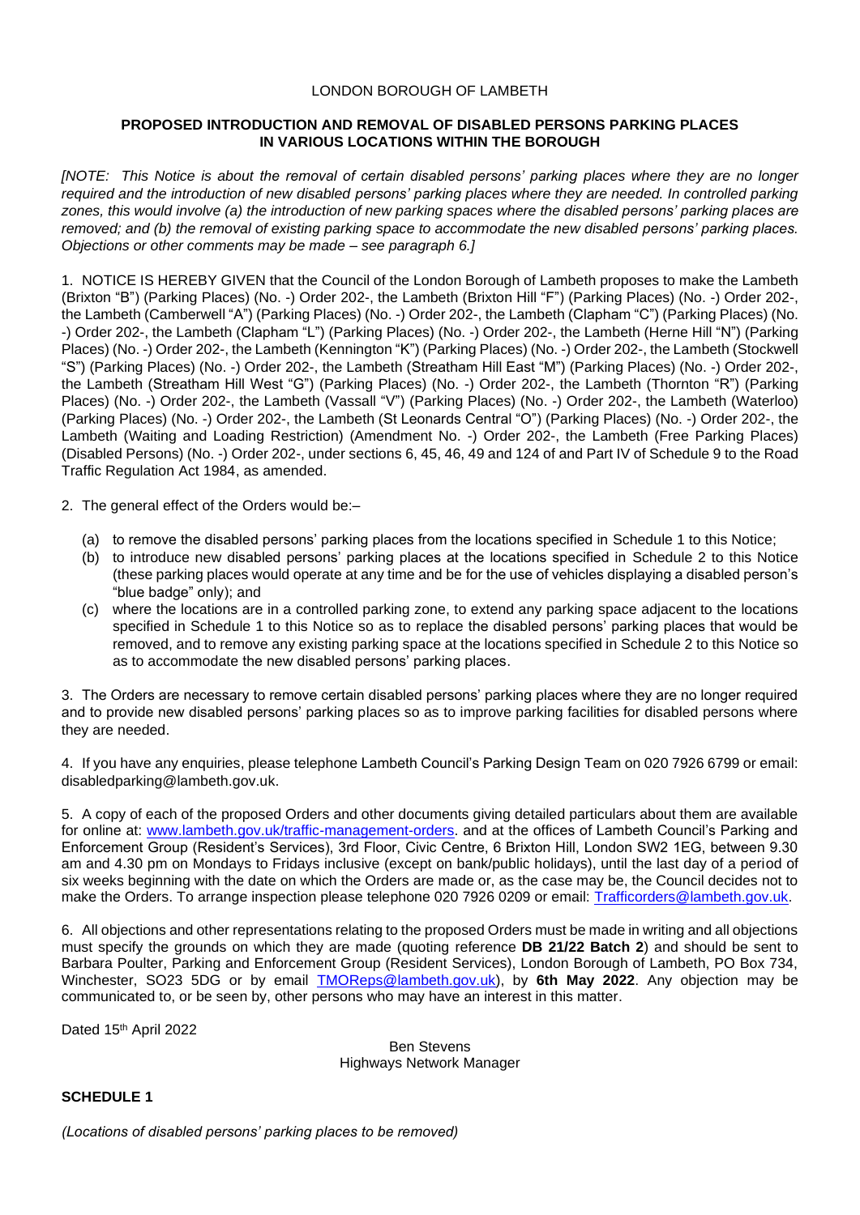LONDON BOROUGH OF LAMBETH

**PROPOSED INTRODUCTION AND REMOVAL OF DISABLED PERSONS PARKING PLACES IN VARIOUS LOCATIONS WITHIN THE BOROUGH**

*[NOTE: This Notice is about the removal of certain disabled persons' parking places where they are no longer required and the introduction of new disabled persons' parking places where they are needed. In controlled parking zones, this would involve (a) the introduction of new parking spaces where the disabled persons' parking places are removed; and (b) the removal of existing parking space to accommodate the new disabled persons' parking places. Objections or other comments may be made – see paragraph 6.]*

1. NOTICE IS HEREBY GIVEN that the Council of the London Borough of Lambeth proposes to make the Lambeth (Brixton "B") (Parking Places) (No. -) Order 202-, the Lambeth (Brixton Hill "F") (Parking Places) (No. -) Order 202-, the Lambeth (Camberwell "A") (Parking Places) (No. -) Order 202-, the Lambeth (Clapham "C") (Parking Places) (No. -) Order 202-, the Lambeth (Clapham "L") (Parking Places) (No. -) Order 202-, the Lambeth (Herne Hill "N") (Parking Places) (No. -) Order 202-, the Lambeth (Kennington "K") (Parking Places) (No. -) Order 202-, the Lambeth (Stockwell "S") (Parking Places) (No. -) Order 202-, the Lambeth (Streatham Hill East "M") (Parking Places) (No. -) Order 202-, the Lambeth (Streatham Hill West "G") (Parking Places) (No. -) Order 202-, the Lambeth (Thornton "R") (Parking Places) (No. -) Order 202-, the Lambeth (Vassall "V") (Parking Places) (No. -) Order 202-, the Lambeth (Waterloo) (Parking Places) (No. -) Order 202-, the Lambeth (St Leonards Central "O") (Parking Places) (No. -) Order 202-, the Lambeth (Waiting and Loading Restriction) (Amendment No. -) Order 202-, the Lambeth (Free Parking Places) (Disabled Persons) (No. -) Order 202-, under sections 6, 45, 46, 49 and 124 of and Part IV of Schedule 9 to the Road Traffic Regulation Act 1984, as amended.

2. The general effect of the Orders would be:–

   (a) to remove the disabled persons' parking places from the locations specified in Schedule 1 to this Notice;
   (b) to introduce new disabled persons' parking places at the locations specified in Schedule 2 to this Notice (these parking places would operate at any time and be for the use of vehicles displaying a disabled person's "blue badge" only); and
   (c) where the locations are in a controlled parking zone, to extend any parking space adjacent to the locations specified in Schedule 1 to this Notice so as to replace the disabled persons' parking places that would be removed, and to remove any existing parking space at the locations specified in Schedule 2 to this Notice so as to accommodate the new disabled persons' parking places.

3. The Orders are necessary to remove certain disabled persons' parking places where they are no longer required and to provide new disabled persons' parking places so as to improve parking facilities for disabled persons where they are needed.

4. If you have any enquiries, please telephone Lambeth Council's Parking Design Team on 020 7926 6799 or email: disabledparking@lambeth.gov.uk.

5. A copy of each of the proposed Orders and other documents giving detailed particulars about them are available for online at: www.lambeth.gov.uk/traffic-management-orders. and at the offices of Lambeth Council's Parking and Enforcement Group (Resident's Services), 3rd Floor, Civic Centre, 6 Brixton Hill, London SW2 1EG, between 9.30 am and 4.30 pm on Mondays to Fridays inclusive (except on bank/public holidays), until the last day of a period of six weeks beginning with the date on which the Orders are made or, as the case may be, the Council decides not to make the Orders. To arrange inspection please telephone 020 7926 0209 or email: Trafficorders@lambeth.gov.uk.

6. All objections and other representations relating to the proposed Orders must be made in writing and all objections must specify the grounds on which they are made (quoting reference **DB 21/22 Batch 2**) and should be sent to Barbara Poulter, Parking and Enforcement Group (Resident Services), London Borough of Lambeth, PO Box 734, Winchester, SO23 5DG or by email TMOReps@lambeth.gov.uk), by **6th May 2022**. Any objection may be communicated to, or be seen by, other persons who may have an interest in this matter.

Dated 15th April 2022

Ben Stevens
Highways Network Manager

**SCHEDULE 1**

*(Locations of disabled persons' parking places to be removed)*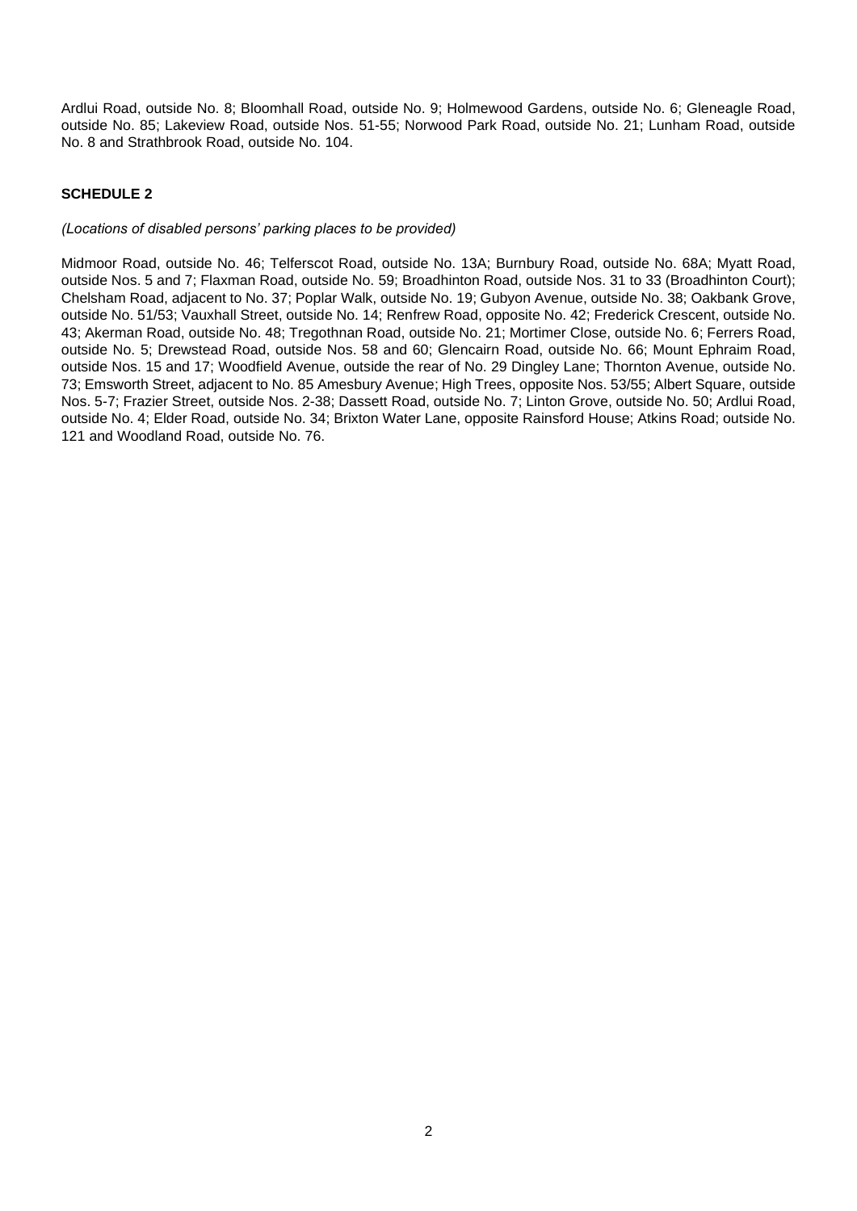Ardlui Road, outside No. 8; Bloomhall Road, outside No. 9; Holmewood Gardens, outside No. 6; Gleneagle Road, outside No. 85; Lakeview Road, outside Nos. 51-55; Norwood Park Road, outside No. 21; Lunham Road, outside No. 8 and Strathbrook Road, outside No. 104.

**SCHEDULE 2**

*(Locations of disabled persons' parking places to be provided)*

Midmoor Road, outside No. 46; Telferscot Road, outside No. 13A; Burnbury Road, outside No. 68A; Myatt Road, outside Nos. 5 and 7; Flaxman Road, outside No. 59; Broadhinton Road, outside Nos. 31 to 33 (Broadhinton Court); Chelsham Road, adjacent to No. 37; Poplar Walk, outside No. 19; Gubyon Avenue, outside No. 38; Oakbank Grove, outside No. 51/53; Vauxhall Street, outside No. 14; Renfrew Road, opposite No. 42; Frederick Crescent, outside No. 43; Akerman Road, outside No. 48; Tregothnan Road, outside No. 21; Mortimer Close, outside No. 6; Ferrers Road, outside No. 5; Drewstead Road, outside Nos. 58 and 60; Glencairn Road, outside No. 66; Mount Ephraim Road, outside Nos. 15 and 17; Woodfield Avenue, outside the rear of No. 29 Dingley Lane; Thornton Avenue, outside No. 73; Emsworth Street, adjacent to No. 85 Amesbury Avenue; High Trees, opposite Nos. 53/55; Albert Square, outside Nos. 5-7; Frazier Street, outside Nos. 2-38; Dassett Road, outside No. 7; Linton Grove, outside No. 50; Ardlui Road, outside No. 4; Elder Road, outside No. 34; Brixton Water Lane, opposite Rainsford House; Atkins Road; outside No. 121 and Woodland Road, outside No. 76.